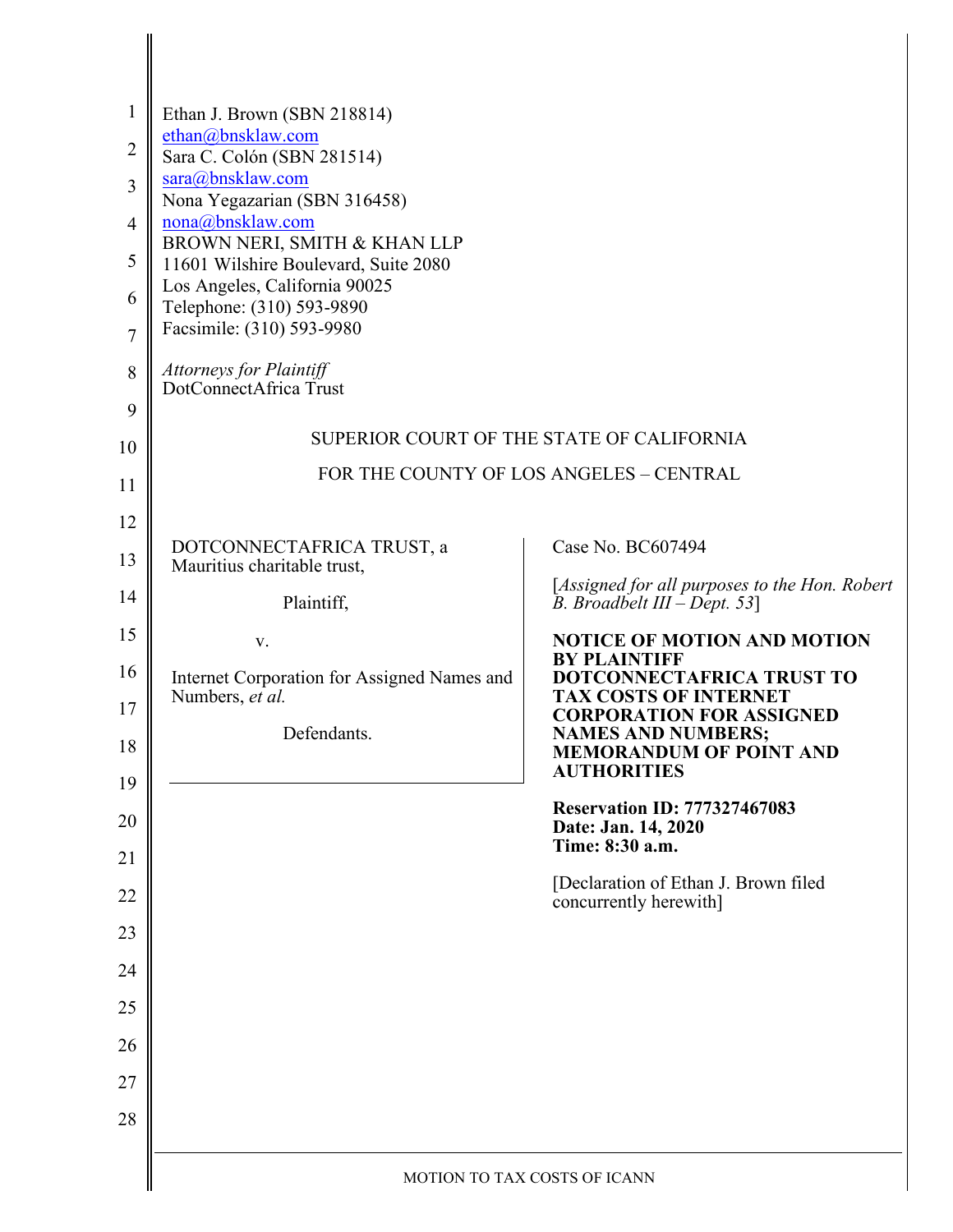Ethan J. Brown (SBN 218814)
ethan@bnsklaw.com
Sara C. Colón (SBN 281514)
sara@bnsklaw.com
Nona Yegazarian (SBN 316458)
nona@bnsklaw.com
BROWN NERI, SMITH & KHAN LLP
11601 Wilshire Boulevard, Suite 2080
Los Angeles, California 90025
Telephone: (310) 593-9890
Facsimile: (310) 593-9980

*Attorneys for Plaintiff*
DotConnectAfrica Trust

SUPERIOR COURT OF THE STATE OF CALIFORNIA

FOR THE COUNTY OF LOS ANGELES – CENTRAL

DOTCONNECTAFRICA TRUST, a Mauritius charitable trust,

Plaintiff,

v.

Internet Corporation for Assigned Names and Numbers, *et al.*

Defendants.

Case No. BC607494

[*Assigned for all purposes to the Hon. Robert B. Broadbelt III – Dept. 53*]

**NOTICE OF MOTION AND MOTION BY PLAINTIFF DOTCONNECTAFRICA TRUST TO TAX COSTS OF INTERNET CORPORATION FOR ASSIGNED NAMES AND NUMBERS; MEMORANDUM OF POINT AND AUTHORITIES**

**Reservation ID: 777327467083**
**Date: Jan. 14, 2020**
**Time: 8:30 a.m.**

[Declaration of Ethan J. Brown filed concurrently herewith]

MOTION TO TAX COSTS OF ICANN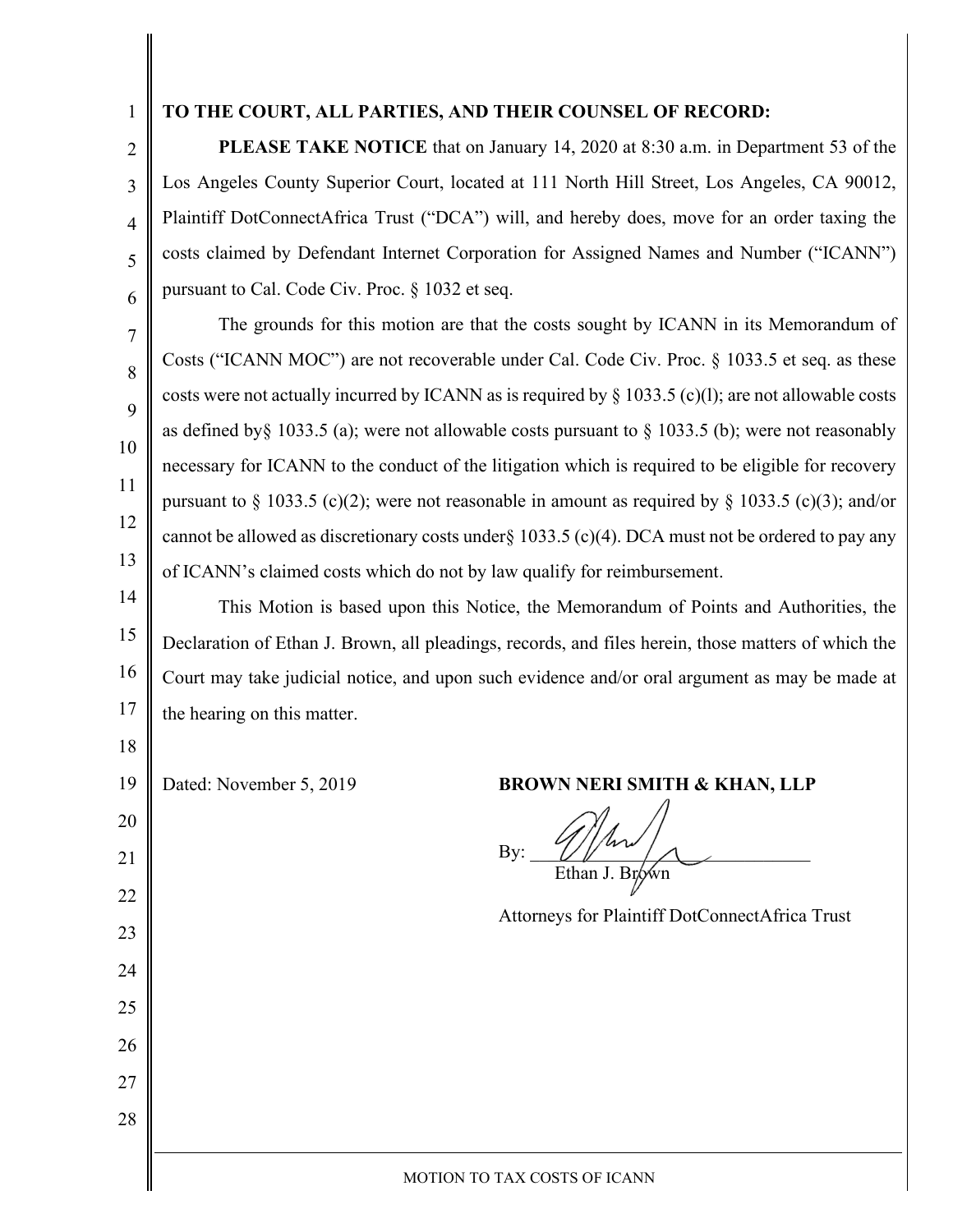**TO THE COURT, ALL PARTIES, AND THEIR COUNSEL OF RECORD:**

**PLEASE TAKE NOTICE** that on January 14, 2020 at 8:30 a.m. in Department 53 of the Los Angeles County Superior Court, located at 111 North Hill Street, Los Angeles, CA 90012, Plaintiff DotConnectAfrica Trust ("DCA") will, and hereby does, move for an order taxing the costs claimed by Defendant Internet Corporation for Assigned Names and Number ("ICANN") pursuant to Cal. Code Civ. Proc. § 1032 et seq.

The grounds for this motion are that the costs sought by ICANN in its Memorandum of Costs ("ICANN MOC") are not recoverable under Cal. Code Civ. Proc. § 1033.5 et seq. as these costs were not actually incurred by ICANN as is required by § 1033.5 (c)(l); are not allowable costs as defined by§ 1033.5 (a); were not allowable costs pursuant to § 1033.5 (b); were not reasonably necessary for ICANN to the conduct of the litigation which is required to be eligible for recovery pursuant to § 1033.5 (c)(2); were not reasonable in amount as required by § 1033.5 (c)(3); and/or cannot be allowed as discretionary costs under§ 1033.5 (c)(4). DCA must not be ordered to pay any of ICANN's claimed costs which do not by law qualify for reimbursement.

This Motion is based upon this Notice, the Memorandum of Points and Authorities, the Declaration of Ethan J. Brown, all pleadings, records, and files herein, those matters of which the Court may take judicial notice, and upon such evidence and/or oral argument as may be made at the hearing on this matter.

Dated: November 5, 2019

**BROWN NERI SMITH & KHAN, LLP**

By: ______________________
Ethan J. Brown

Attorneys for Plaintiff DotConnectAfrica Trust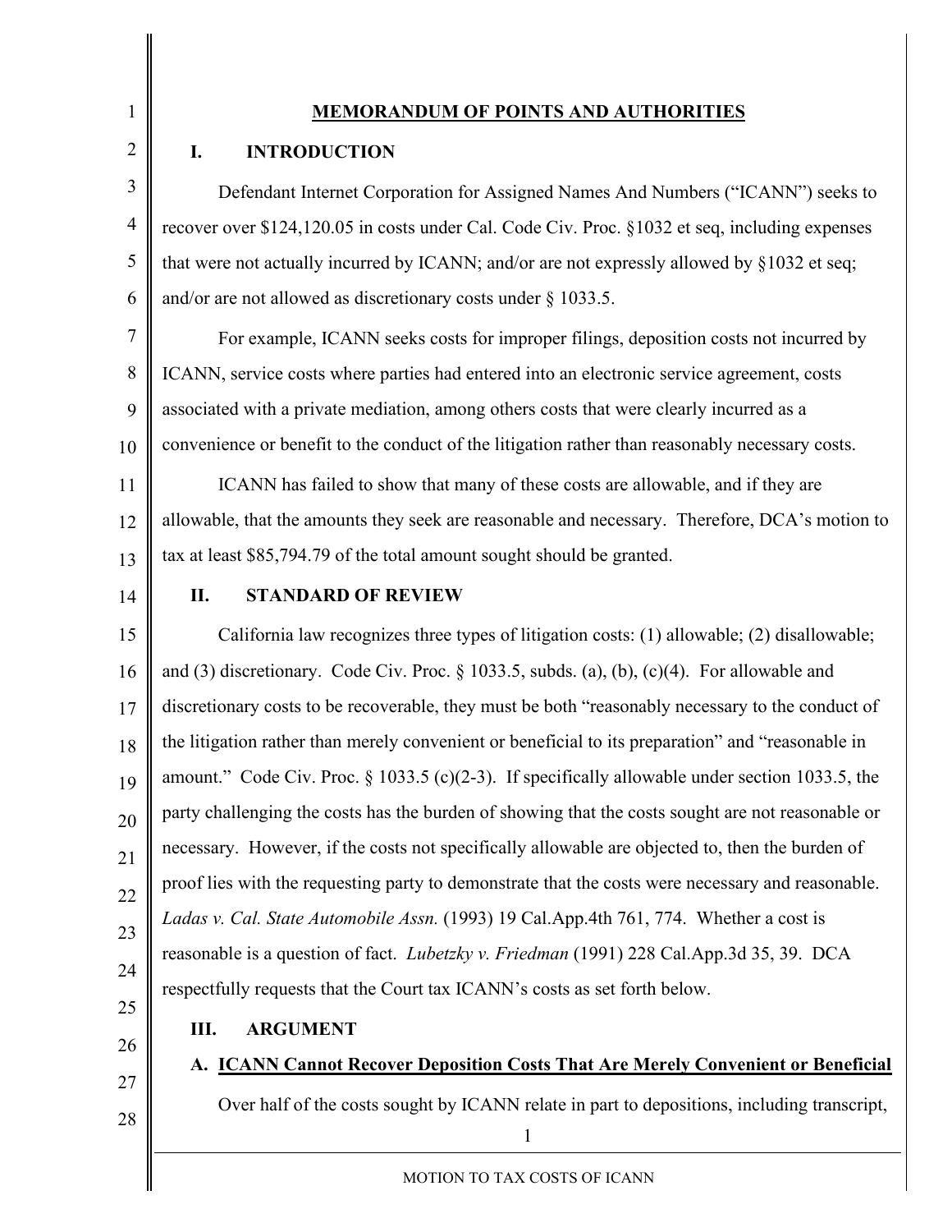# MEMORANDUM OF POINTS AND AUTHORITIES

## I. INTRODUCTION

Defendant Internet Corporation for Assigned Names And Numbers ("ICANN") seeks to recover over $124,120.05 in costs under Cal. Code Civ. Proc. §1032 et seq, including expenses that were not actually incurred by ICANN; and/or are not expressly allowed by §1032 et seq; and/or are not allowed as discretionary costs under § 1033.5.

For example, ICANN seeks costs for improper filings, deposition costs not incurred by ICANN, service costs where parties had entered into an electronic service agreement, costs associated with a private mediation, among others costs that were clearly incurred as a convenience or benefit to the conduct of the litigation rather than reasonably necessary costs.

ICANN has failed to show that many of these costs are allowable, and if they are allowable, that the amounts they seek are reasonable and necessary. Therefore, DCA's motion to tax at least $85,794.79 of the total amount sought should be granted.

## II. STANDARD OF REVIEW

California law recognizes three types of litigation costs: (1) allowable; (2) disallowable; and (3) discretionary. Code Civ. Proc. § 1033.5, subds. (a), (b), (c)(4). For allowable and discretionary costs to be recoverable, they must be both "reasonably necessary to the conduct of the litigation rather than merely convenient or beneficial to its preparation" and "reasonable in amount." Code Civ. Proc. § 1033.5 (c)(2-3). If specifically allowable under section 1033.5, the party challenging the costs has the burden of showing that the costs sought are not reasonable or necessary. However, if the costs not specifically allowable are objected to, then the burden of proof lies with the requesting party to demonstrate that the costs were necessary and reasonable. *Ladas v. Cal. State Automobile Assn.* (1993) 19 Cal.App.4th 761, 774. Whether a cost is reasonable is a question of fact. *Lubetzky v. Friedman* (1991) 228 Cal.App.3d 35, 39. DCA respectfully requests that the Court tax ICANN's costs as set forth below.

## III. ARGUMENT

### A. ICANN Cannot Recover Deposition Costs That Are Merely Convenient or Beneficial

Over half of the costs sought by ICANN relate in part to depositions, including transcript,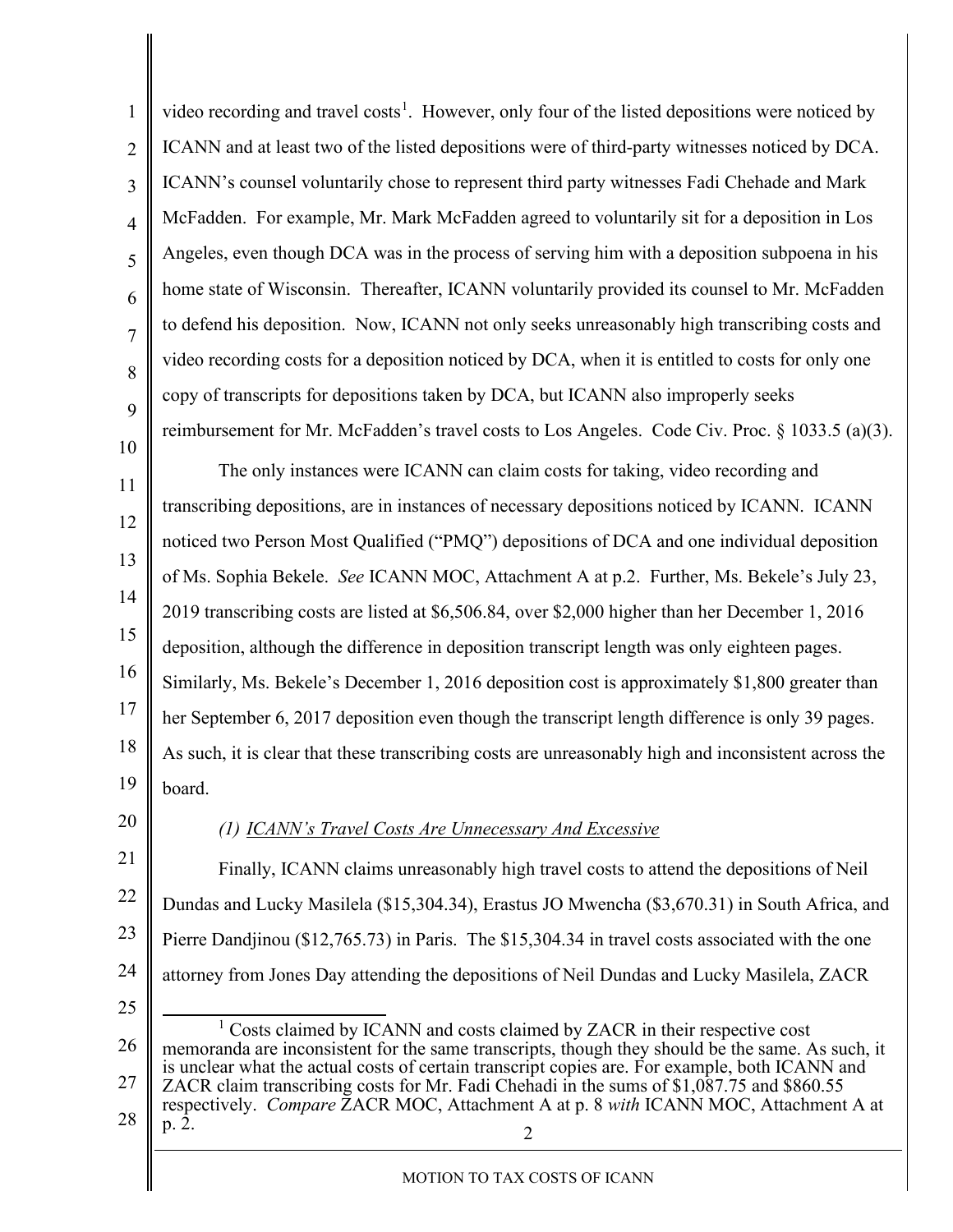video recording and travel costs[1]. However, only four of the listed depositions were noticed by ICANN and at least two of the listed depositions were of third-party witnesses noticed by DCA. ICANN's counsel voluntarily chose to represent third party witnesses Fadi Chehade and Mark McFadden. For example, Mr. Mark McFadden agreed to voluntarily sit for a deposition in Los Angeles, even though DCA was in the process of serving him with a deposition subpoena in his home state of Wisconsin. Thereafter, ICANN voluntarily provided its counsel to Mr. McFadden to defend his deposition. Now, ICANN not only seeks unreasonably high transcribing costs and video recording costs for a deposition noticed by DCA, when it is entitled to costs for only one copy of transcripts for depositions taken by DCA, but ICANN also improperly seeks reimbursement for Mr. McFadden's travel costs to Los Angeles. Code Civ. Proc. § 1033.5 (a)(3).

The only instances were ICANN can claim costs for taking, video recording and transcribing depositions, are in instances of necessary depositions noticed by ICANN. ICANN noticed two Person Most Qualified ("PMQ") depositions of DCA and one individual deposition of Ms. Sophia Bekele. *See* ICANN MOC, Attachment A at p.2. Further, Ms. Bekele's July 23, 2019 transcribing costs are listed at $6,506.84, over $2,000 higher than her December 1, 2016 deposition, although the difference in deposition transcript length was only eighteen pages. Similarly, Ms. Bekele's December 1, 2016 deposition cost is approximately $1,800 greater than her September 6, 2017 deposition even though the transcript length difference is only 39 pages. As such, it is clear that these transcribing costs are unreasonably high and inconsistent across the board.

*(1) ICANN's Travel Costs Are Unnecessary And Excessive*

Finally, ICANN claims unreasonably high travel costs to attend the depositions of Neil Dundas and Lucky Masilela ($15,304.34), Erastus JO Mwencha ($3,670.31) in South Africa, and Pierre Dandjinou ($12,765.73) in Paris. The $15,304.34 in travel costs associated with the one attorney from Jones Day attending the depositions of Neil Dundas and Lucky Masilela, ZACR

---

[1] Costs claimed by ICANN and costs claimed by ZACR in their respective cost memoranda are inconsistent for the same transcripts, though they should be the same. As such, it is unclear what the actual costs of certain transcript copies are. For example, both ICANN and ZACR claim transcribing costs for Mr. Fadi Chehadi in the sums of $1,087.75 and $860.55 respectively. *Compare* ZACR MOC, Attachment A at p. 8 *with* ICANN MOC, Attachment A at p. 2.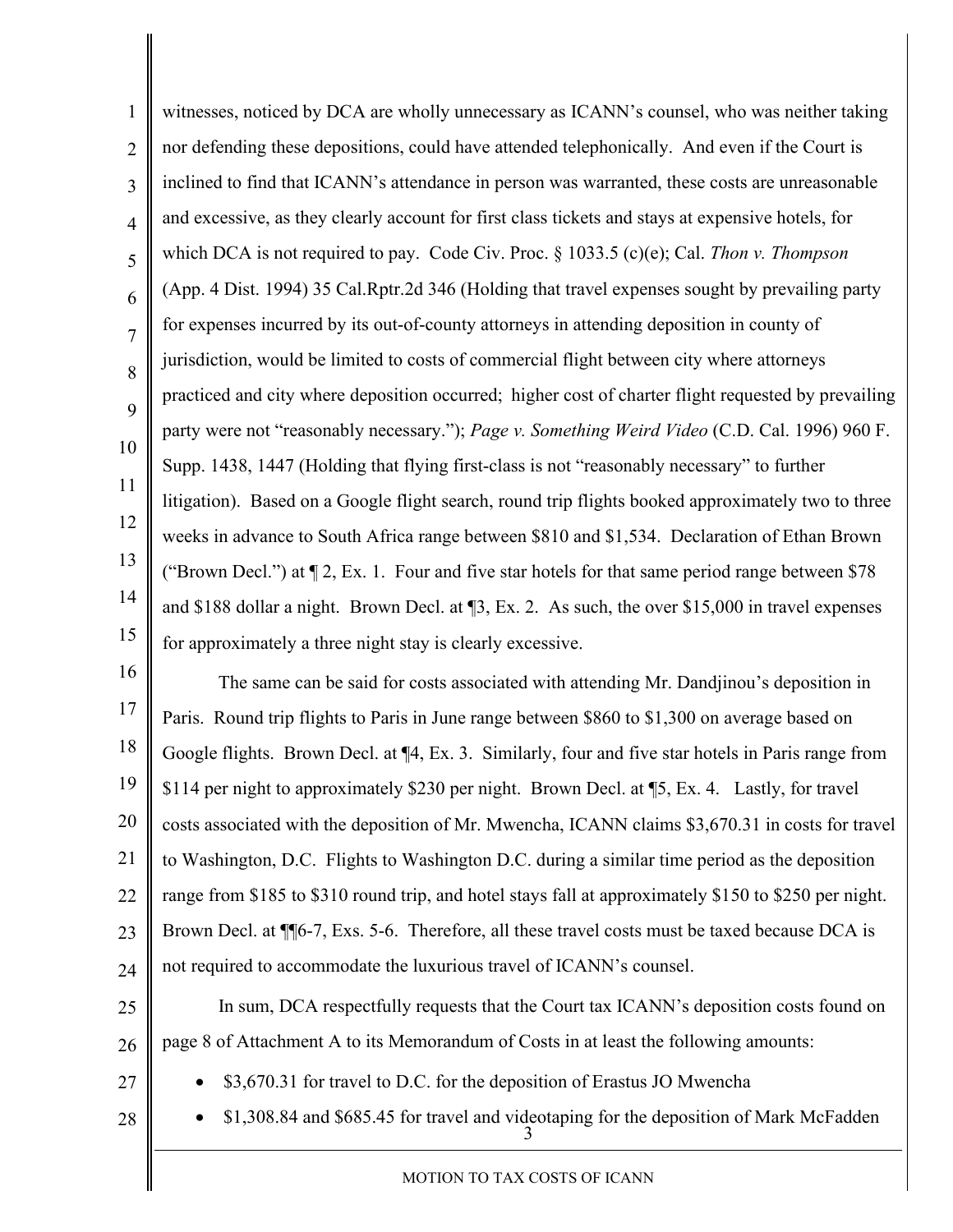witnesses, noticed by DCA are wholly unnecessary as ICANN's counsel, who was neither taking nor defending these depositions, could have attended telephonically. And even if the Court is inclined to find that ICANN's attendance in person was warranted, these costs are unreasonable and excessive, as they clearly account for first class tickets and stays at expensive hotels, for which DCA is not required to pay. Code Civ. Proc. § 1033.5 (c)(e); Cal. *Thon v. Thompson* (App. 4 Dist. 1994) 35 Cal.Rptr.2d 346 (Holding that travel expenses sought by prevailing party for expenses incurred by its out-of-county attorneys in attending deposition in county of jurisdiction, would be limited to costs of commercial flight between city where attorneys practiced and city where deposition occurred; higher cost of charter flight requested by prevailing party were not "reasonably necessary."); *Page v. Something Weird Video* (C.D. Cal. 1996) 960 F. Supp. 1438, 1447 (Holding that flying first-class is not "reasonably necessary" to further litigation). Based on a Google flight search, round trip flights booked approximately two to three weeks in advance to South Africa range between $810 and $1,534. Declaration of Ethan Brown ("Brown Decl.") at ¶ 2, Ex. 1. Four and five star hotels for that same period range between $78 and $188 dollar a night. Brown Decl. at ¶3, Ex. 2. As such, the over $15,000 in travel expenses for approximately a three night stay is clearly excessive.

The same can be said for costs associated with attending Mr. Dandjinou's deposition in Paris. Round trip flights to Paris in June range between $860 to $1,300 on average based on Google flights. Brown Decl. at ¶4, Ex. 3. Similarly, four and five star hotels in Paris range from $114 per night to approximately $230 per night. Brown Decl. at ¶5, Ex. 4. Lastly, for travel costs associated with the deposition of Mr. Mwencha, ICANN claims $3,670.31 in costs for travel to Washington, D.C. Flights to Washington D.C. during a similar time period as the deposition range from $185 to $310 round trip, and hotel stays fall at approximately $150 to $250 per night. Brown Decl. at ¶¶6-7, Exs. 5-6. Therefore, all these travel costs must be taxed because DCA is not required to accommodate the luxurious travel of ICANN's counsel.

In sum, DCA respectfully requests that the Court tax ICANN's deposition costs found on page 8 of Attachment A to its Memorandum of Costs in at least the following amounts:

- $3,670.31 for travel to D.C. for the deposition of Erastus JO Mwencha
- $1,308.84 and $685.45 for travel and videotaping for the deposition of Mark McFadden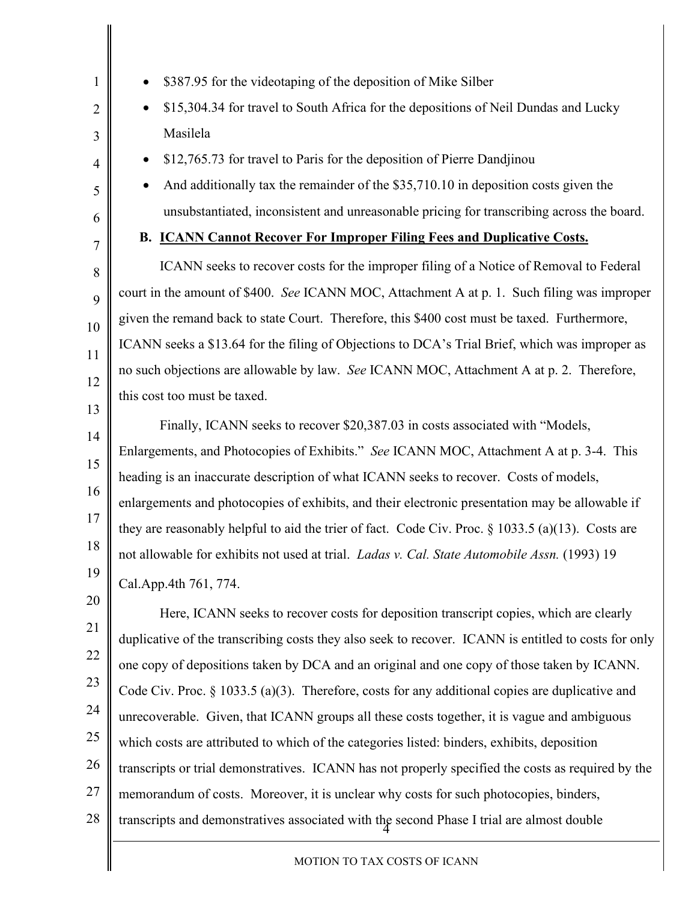- $387.95 for the videotaping of the deposition of Mike Silber
- $15,304.34 for travel to South Africa for the depositions of Neil Dundas and Lucky Masilela
- $12,765.73 for travel to Paris for the deposition of Pierre Dandjinou
- And additionally tax the remainder of the $35,710.10 in deposition costs given the unsubstantiated, inconsistent and unreasonable pricing for transcribing across the board.

### B. ICANN Cannot Recover For Improper Filing Fees and Duplicative Costs.

ICANN seeks to recover costs for the improper filing of a Notice of Removal to Federal court in the amount of $400. *See* ICANN MOC, Attachment A at p. 1. Such filing was improper given the remand back to state Court. Therefore, this $400 cost must be taxed. Furthermore, ICANN seeks a $13.64 for the filing of Objections to DCA's Trial Brief, which was improper as no such objections are allowable by law. *See* ICANN MOC, Attachment A at p. 2. Therefore, this cost too must be taxed.

Finally, ICANN seeks to recover $20,387.03 in costs associated with "Models, Enlargements, and Photocopies of Exhibits." *See* ICANN MOC, Attachment A at p. 3-4. This heading is an inaccurate description of what ICANN seeks to recover. Costs of models, enlargements and photocopies of exhibits, and their electronic presentation may be allowable if they are reasonably helpful to aid the trier of fact. Code Civ. Proc. § 1033.5 (a)(13). Costs are not allowable for exhibits not used at trial. *Ladas v. Cal. State Automobile Assn.* (1993) 19 Cal.App.4th 761, 774.

Here, ICANN seeks to recover costs for deposition transcript copies, which are clearly duplicative of the transcribing costs they also seek to recover. ICANN is entitled to costs for only one copy of depositions taken by DCA and an original and one copy of those taken by ICANN. Code Civ. Proc. § 1033.5 (a)(3). Therefore, costs for any additional copies are duplicative and unrecoverable. Given, that ICANN groups all these costs together, it is vague and ambiguous which costs are attributed to which of the categories listed: binders, exhibits, deposition transcripts or trial demonstratives. ICANN has not properly specified the costs as required by the memorandum of costs. Moreover, it is unclear why costs for such photocopies, binders, transcripts and demonstratives associated with the second Phase I trial are almost double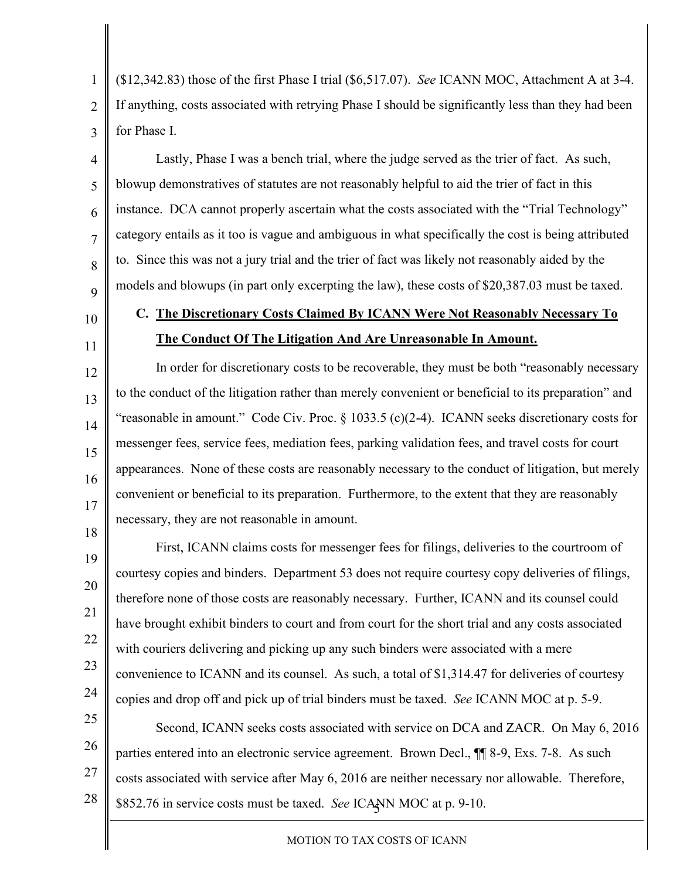($12,342.83) those of the first Phase I trial ($6,517.07). *See* ICANN MOC, Attachment A at 3-4. If anything, costs associated with retrying Phase I should be significantly less than they had been for Phase I.

Lastly, Phase I was a bench trial, where the judge served as the trier of fact. As such, blowup demonstratives of statutes are not reasonably helpful to aid the trier of fact in this instance. DCA cannot properly ascertain what the costs associated with the "Trial Technology" category entails as it too is vague and ambiguous in what specifically the cost is being attributed to. Since this was not a jury trial and the trier of fact was likely not reasonably aided by the models and blowups (in part only excerpting the law), these costs of $20,387.03 must be taxed.

### C. <u>The Discretionary Costs Claimed By ICANN Were Not Reasonably Necessary To The Conduct Of The Litigation And Are Unreasonable In Amount.</u>

In order for discretionary costs to be recoverable, they must be both "reasonably necessary to the conduct of the litigation rather than merely convenient or beneficial to its preparation" and "reasonable in amount." Code Civ. Proc. § 1033.5 (c)(2-4). ICANN seeks discretionary costs for messenger fees, service fees, mediation fees, parking validation fees, and travel costs for court appearances. None of these costs are reasonably necessary to the conduct of litigation, but merely convenient or beneficial to its preparation. Furthermore, to the extent that they are reasonably necessary, they are not reasonable in amount.

First, ICANN claims costs for messenger fees for filings, deliveries to the courtroom of courtesy copies and binders. Department 53 does not require courtesy copy deliveries of filings, therefore none of those costs are reasonably necessary. Further, ICANN and its counsel could have brought exhibit binders to court and from court for the short trial and any costs associated with couriers delivering and picking up any such binders were associated with a mere convenience to ICANN and its counsel. As such, a total of $1,314.47 for deliveries of courtesy copies and drop off and pick up of trial binders must be taxed. *See* ICANN MOC at p. 5-9.

Second, ICANN seeks costs associated with service on DCA and ZACR. On May 6, 2016 parties entered into an electronic service agreement. Brown Decl., ¶¶ 8-9, Exs. 7-8. As such costs associated with service after May 6, 2016 are neither necessary nor allowable. Therefore, $852.76 in service costs must be taxed. *See* ICANN MOC at p. 9-10.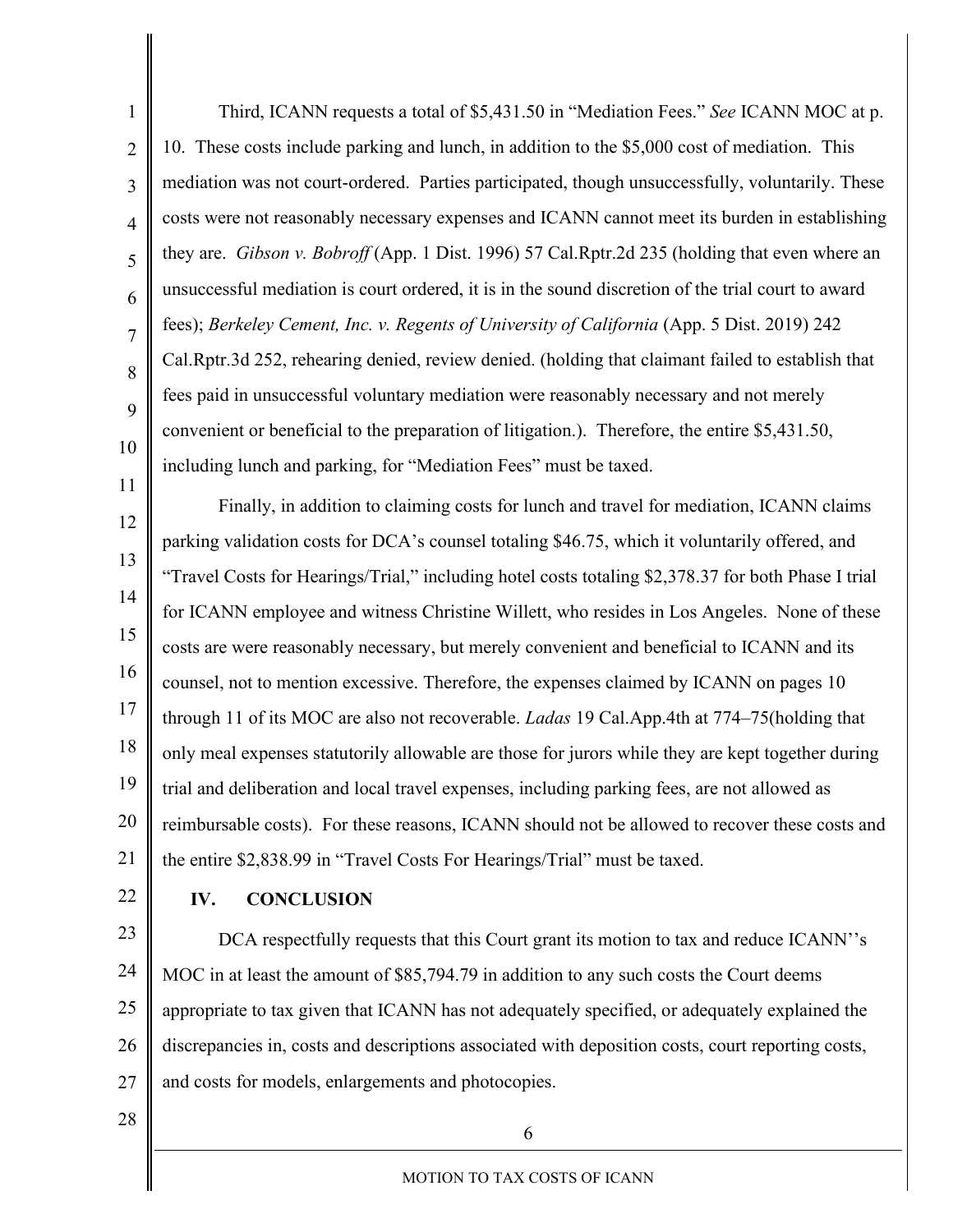Third, ICANN requests a total of $5,431.50 in "Mediation Fees." *See* ICANN MOC at p. 10. These costs include parking and lunch, in addition to the $5,000 cost of mediation. This mediation was not court-ordered. Parties participated, though unsuccessfully, voluntarily. These costs were not reasonably necessary expenses and ICANN cannot meet its burden in establishing they are. *Gibson v. Bobroff* (App. 1 Dist. 1996) 57 Cal.Rptr.2d 235 (holding that even where an unsuccessful mediation is court ordered, it is in the sound discretion of the trial court to award fees); *Berkeley Cement, Inc. v. Regents of University of California* (App. 5 Dist. 2019) 242 Cal.Rptr.3d 252, rehearing denied, review denied. (holding that claimant failed to establish that fees paid in unsuccessful voluntary mediation were reasonably necessary and not merely convenient or beneficial to the preparation of litigation.). Therefore, the entire $5,431.50, including lunch and parking, for "Mediation Fees" must be taxed.

Finally, in addition to claiming costs for lunch and travel for mediation, ICANN claims parking validation costs for DCA's counsel totaling $46.75, which it voluntarily offered, and "Travel Costs for Hearings/Trial," including hotel costs totaling $2,378.37 for both Phase I trial for ICANN employee and witness Christine Willett, who resides in Los Angeles. None of these costs are were reasonably necessary, but merely convenient and beneficial to ICANN and its counsel, not to mention excessive. Therefore, the expenses claimed by ICANN on pages 10 through 11 of its MOC are also not recoverable. *Ladas* 19 Cal.App.4th at 774–75(holding that only meal expenses statutorily allowable are those for jurors while they are kept together during trial and deliberation and local travel expenses, including parking fees, are not allowed as reimbursable costs). For these reasons, ICANN should not be allowed to recover these costs and the entire $2,838.99 in "Travel Costs For Hearings/Trial" must be taxed.

## IV. CONCLUSION

DCA respectfully requests that this Court grant its motion to tax and reduce ICANN''s MOC in at least the amount of $85,794.79 in addition to any such costs the Court deems appropriate to tax given that ICANN has not adequately specified, or adequately explained the discrepancies in, costs and descriptions associated with deposition costs, court reporting costs, and costs for models, enlargements and photocopies.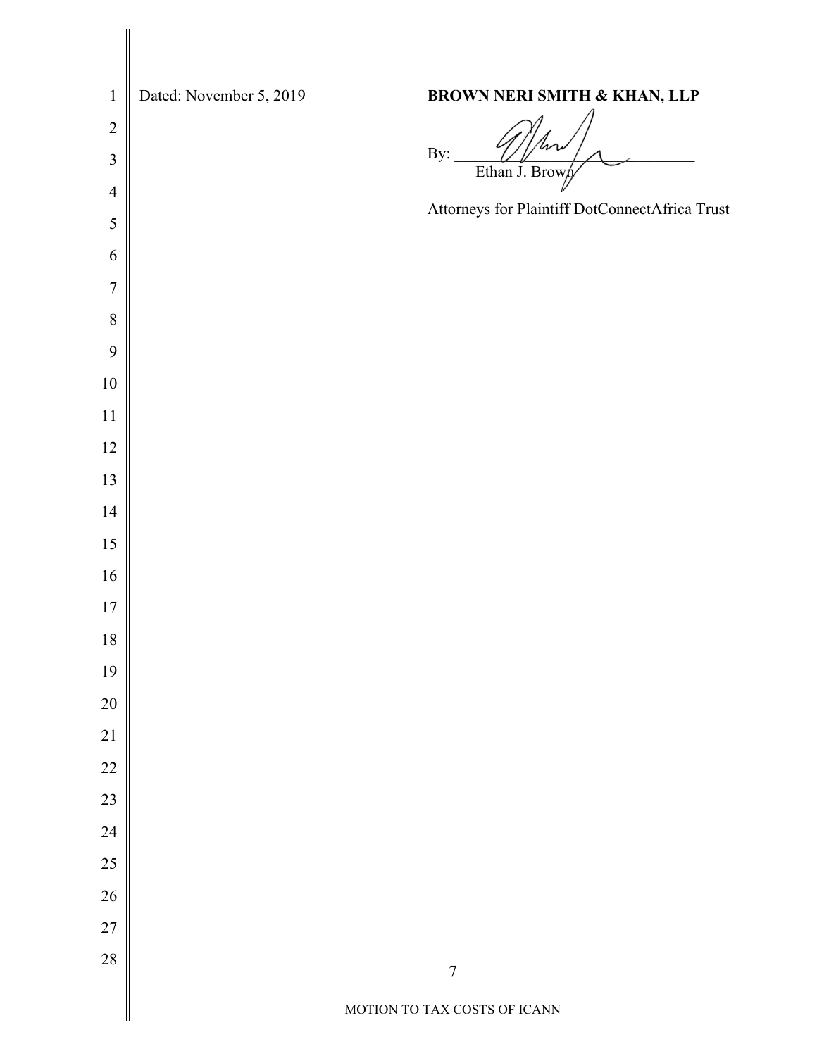Dated: November 5, 2019

**BROWN NERI SMITH & KHAN, LLP**

By: ______________________________
Ethan J. Brown

Attorneys for Plaintiff DotConnectAfrica Trust